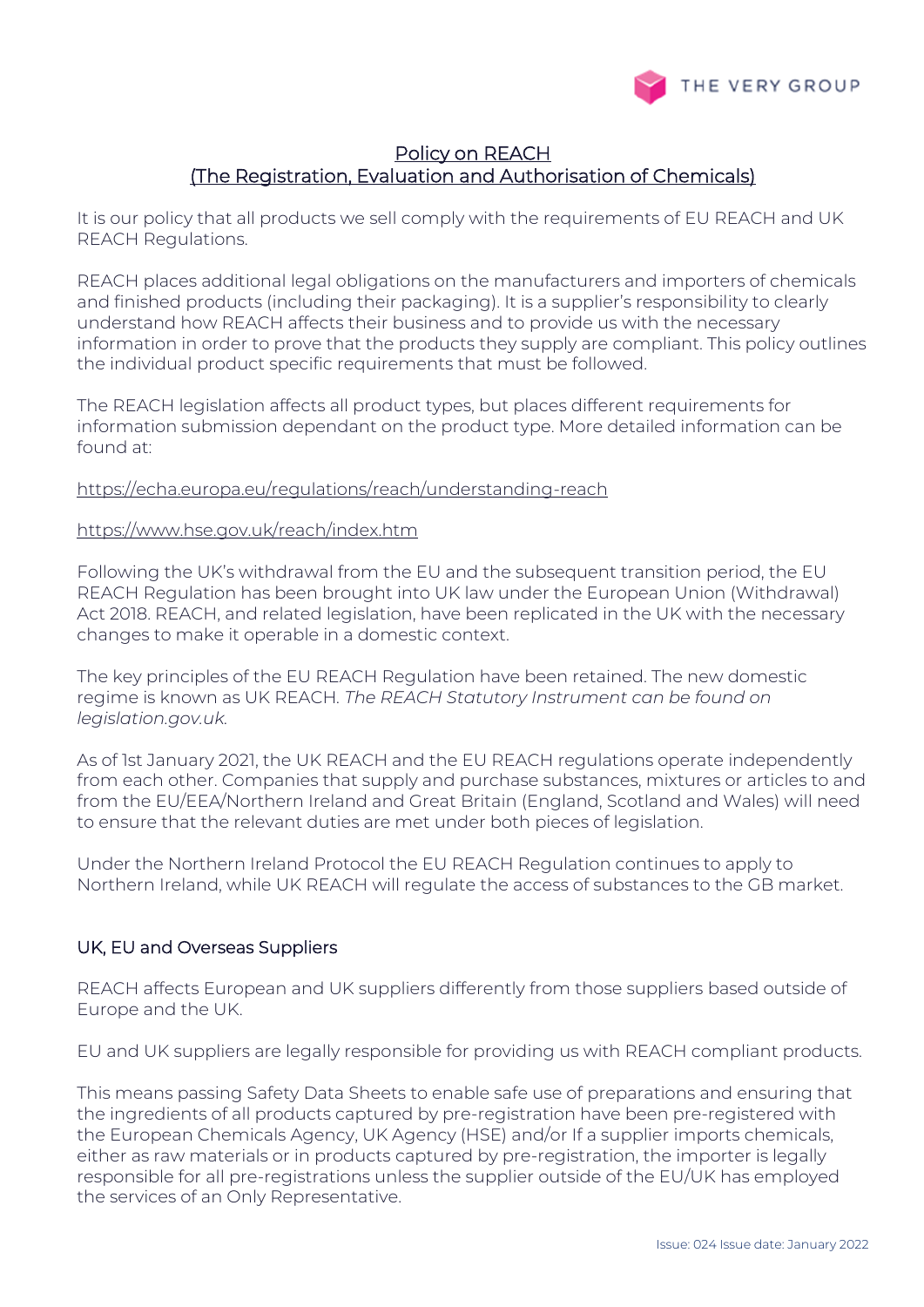# Policy on REACH
# (The Registration, Evaluation and Authorisation of Chemicals)

It is our policy that all products we sell comply with the requirements of EU REACH and UK REACH Regulations.

REACH places additional legal obligations on the manufacturers and importers of chemicals and finished products (including their packaging). It is a supplier's responsibility to clearly understand how REACH affects their business and to provide us with the necessary information in order to prove that the products they supply are compliant. This policy outlines the individual product specific requirements that must be followed.

The REACH legislation affects all product types, but places different requirements for information submission dependant on the product type. More detailed information can be found at:

https://echa.europa.eu/regulations/reach/understanding-reach

https://www.hse.gov.uk/reach/index.htm

Following the UK's withdrawal from the EU and the subsequent transition period, the EU REACH Regulation has been brought into UK law under the European Union (Withdrawal) Act 2018. REACH, and related legislation, have been replicated in the UK with the necessary changes to make it operable in a domestic context.

The key principles of the EU REACH Regulation have been retained. The new domestic regime is known as UK REACH. *The REACH Statutory Instrument can be found on legislation.gov.uk.*

As of 1st January 2021, the UK REACH and the EU REACH regulations operate independently from each other. Companies that supply and purchase substances, mixtures or articles to and from the EU/EEA/Northern Ireland and Great Britain (England, Scotland and Wales) will need to ensure that the relevant duties are met under both pieces of legislation.

Under the Northern Ireland Protocol the EU REACH Regulation continues to apply to Northern Ireland, while UK REACH will regulate the access of substances to the GB market.

## UK, EU and Overseas Suppliers

REACH affects European and UK suppliers differently from those suppliers based outside of Europe and the UK.

EU and UK suppliers are legally responsible for providing us with REACH compliant products.

This means passing Safety Data Sheets to enable safe use of preparations and ensuring that the ingredients of all products captured by pre-registration have been pre-registered with the European Chemicals Agency, UK Agency (HSE) and/or If a supplier imports chemicals, either as raw materials or in products captured by pre-registration, the importer is legally responsible for all pre-registrations unless the supplier outside of the EU/UK has employed the services of an Only Representative.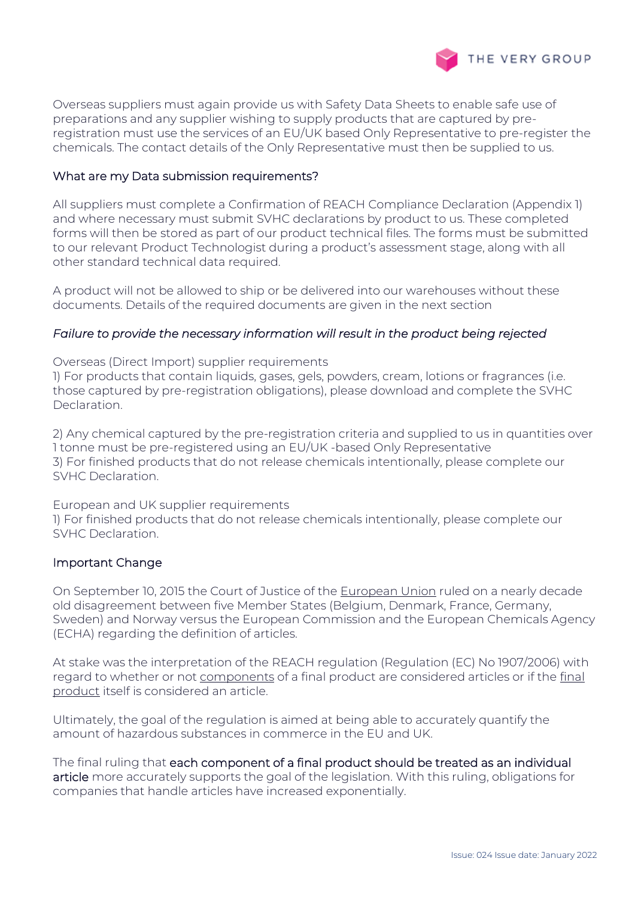Overseas suppliers must again provide us with Safety Data Sheets to enable safe use of preparations and any supplier wishing to supply products that are captured by pre-registration must use the services of an EU/UK based Only Representative to pre-register the chemicals. The contact details of the Only Representative must then be supplied to us.

## What are my Data submission requirements?

All suppliers must complete a Confirmation of REACH Compliance Declaration (Appendix 1) and where necessary must submit SVHC declarations by product to us. These completed forms will then be stored as part of our product technical files. The forms must be submitted to our relevant Product Technologist during a product's assessment stage, along with all other standard technical data required.

A product will not be allowed to ship or be delivered into our warehouses without these documents. Details of the required documents are given in the next section

*Failure to provide the necessary information will result in the product being rejected*

Overseas (Direct Import) supplier requirements

1) For products that contain liquids, gases, gels, powders, cream, lotions or fragrances (i.e. those captured by pre-registration obligations), please download and complete the SVHC Declaration.

2) Any chemical captured by the pre-registration criteria and supplied to us in quantities over 1 tonne must be pre-registered using an EU/UK -based Only Representative

3) For finished products that do not release chemicals intentionally, please complete our SVHC Declaration.

European and UK supplier requirements

1) For finished products that do not release chemicals intentionally, please complete our SVHC Declaration.

## Important Change

On September 10, 2015 the Court of Justice of the European Union ruled on a nearly decade old disagreement between five Member States (Belgium, Denmark, France, Germany, Sweden) and Norway versus the European Commission and the European Chemicals Agency (ECHA) regarding the definition of articles.

At stake was the interpretation of the REACH regulation (Regulation (EC) No 1907/2006) with regard to whether or not components of a final product are considered articles or if the final product itself is considered an article.

Ultimately, the goal of the regulation is aimed at being able to accurately quantify the amount of hazardous substances in commerce in the EU and UK.

The final ruling that each component of a final product should be treated as an individual article more accurately supports the goal of the legislation. With this ruling, obligations for companies that handle articles have increased exponentially.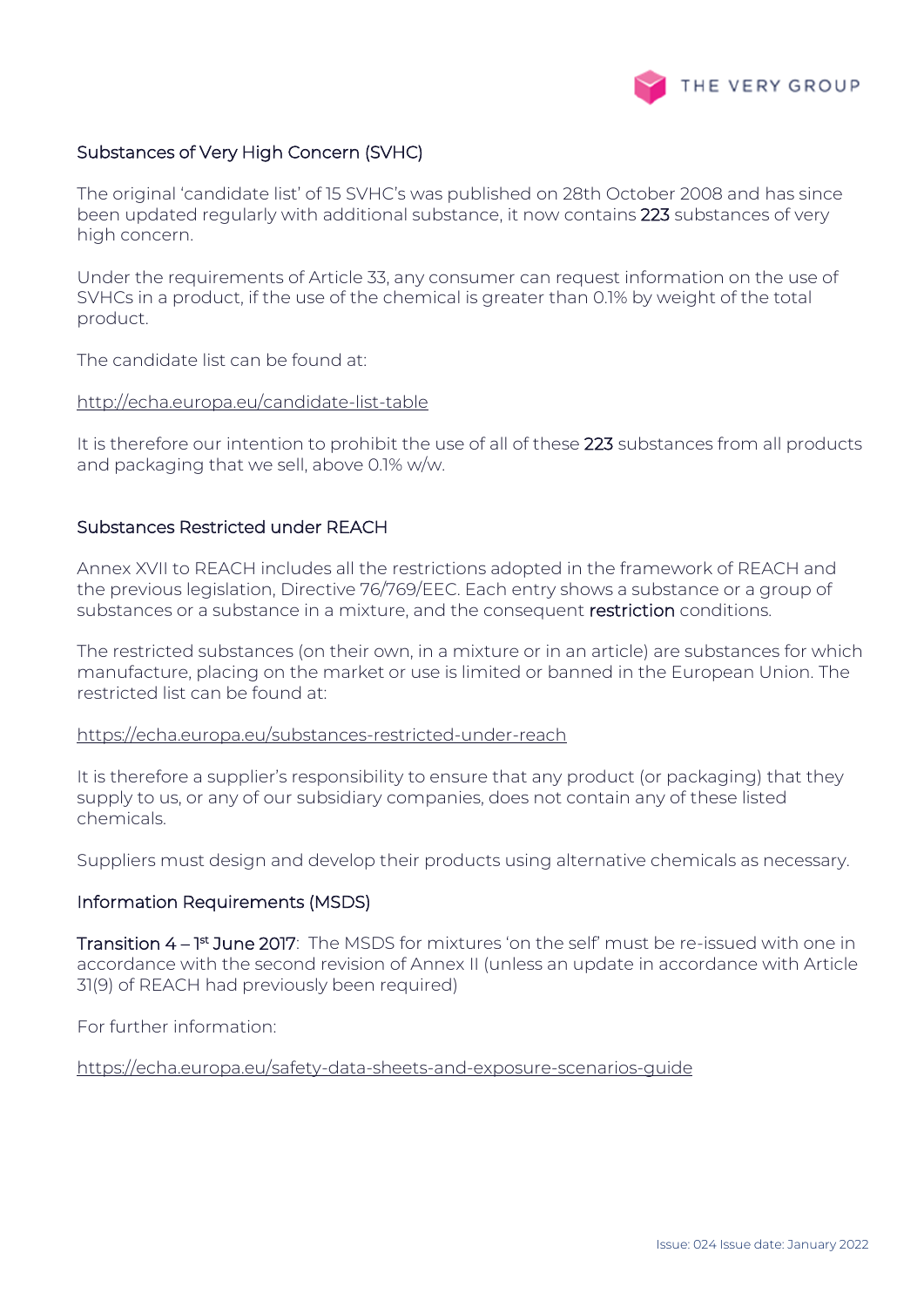## Substances of Very High Concern (SVHC)

The original 'candidate list' of 15 SVHC's was published on 28th October 2008 and has since been updated regularly with additional substance, it now contains 223 substances of very high concern.

Under the requirements of Article 33, any consumer can request information on the use of SVHCs in a product, if the use of the chemical is greater than 0.1% by weight of the total product.

The candidate list can be found at:

http://echa.europa.eu/candidate-list-table

It is therefore our intention to prohibit the use of all of these 223 substances from all products and packaging that we sell, above 0.1% w/w.

## Substances Restricted under REACH

Annex XVII to REACH includes all the restrictions adopted in the framework of REACH and the previous legislation, Directive 76/769/EEC. Each entry shows a substance or a group of substances or a substance in a mixture, and the consequent restriction conditions.

The restricted substances (on their own, in a mixture or in an article) are substances for which manufacture, placing on the market or use is limited or banned in the European Union. The restricted list can be found at:

https://echa.europa.eu/substances-restricted-under-reach

It is therefore a supplier's responsibility to ensure that any product (or packaging) that they supply to us, or any of our subsidiary companies, does not contain any of these listed chemicals.

Suppliers must design and develop their products using alternative chemicals as necessary.

## Information Requirements (MSDS)

Transition 4 – 1st June 2017: The MSDS for mixtures 'on the self' must be re-issued with one in accordance with the second revision of Annex II (unless an update in accordance with Article 31(9) of REACH had previously been required)

For further information:

https://echa.europa.eu/safety-data-sheets-and-exposure-scenarios-guide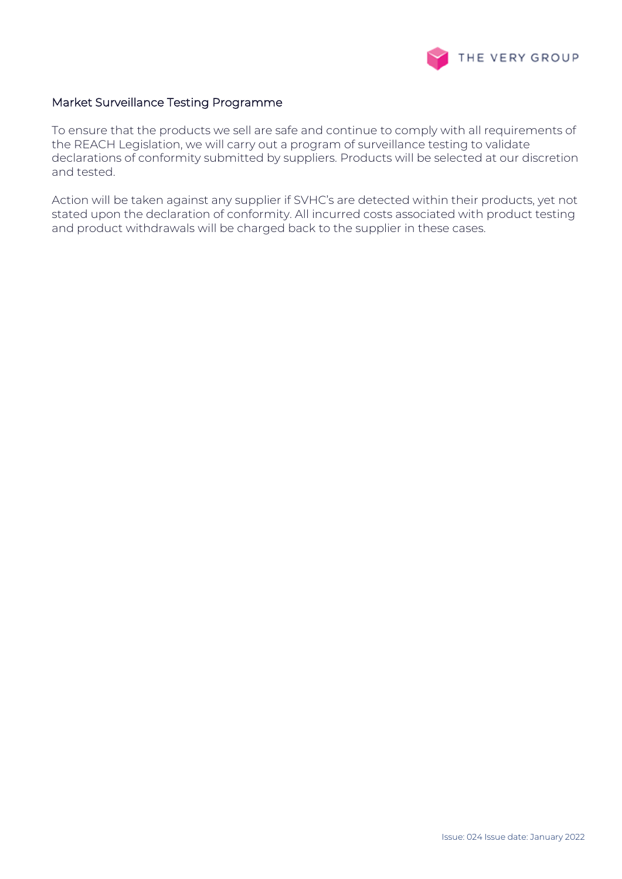## Market Surveillance Testing Programme

To ensure that the products we sell are safe and continue to comply with all requirements of the REACH Legislation, we will carry out a program of surveillance testing to validate declarations of conformity submitted by suppliers. Products will be selected at our discretion and tested.

Action will be taken against any supplier if SVHC's are detected within their products, yet not stated upon the declaration of conformity. All incurred costs associated with product testing and product withdrawals will be charged back to the supplier in these cases.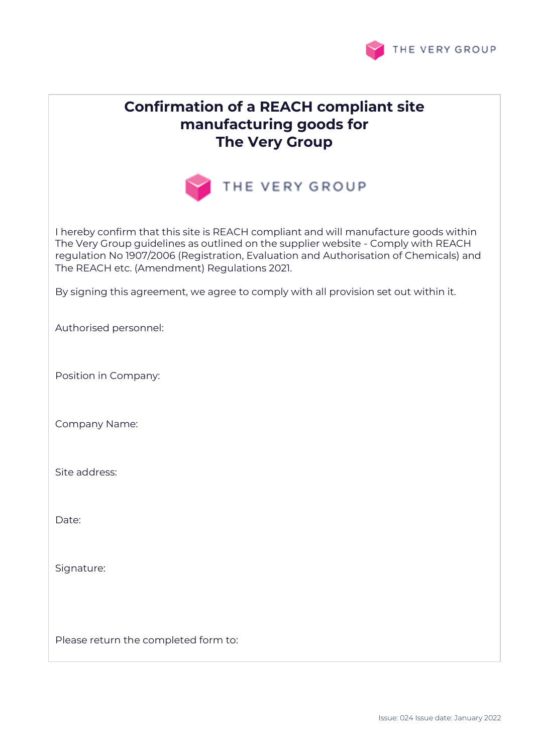# Confirmation of a REACH compliant site manufacturing goods for The Very Group

THE VERY GROUP

I hereby confirm that this site is REACH compliant and will manufacture goods within The Very Group guidelines as outlined on the supplier website - Comply with REACH regulation No 1907/2006 (Registration, Evaluation and Authorisation of Chemicals) and The REACH etc. (Amendment) Regulations 2021.

By signing this agreement, we agree to comply with all provision set out within it.

Authorised personnel:

Position in Company:

Company Name:

Site address:

Date:

Signature:

Please return the completed form to:

Issue: 024 Issue date: January 2022